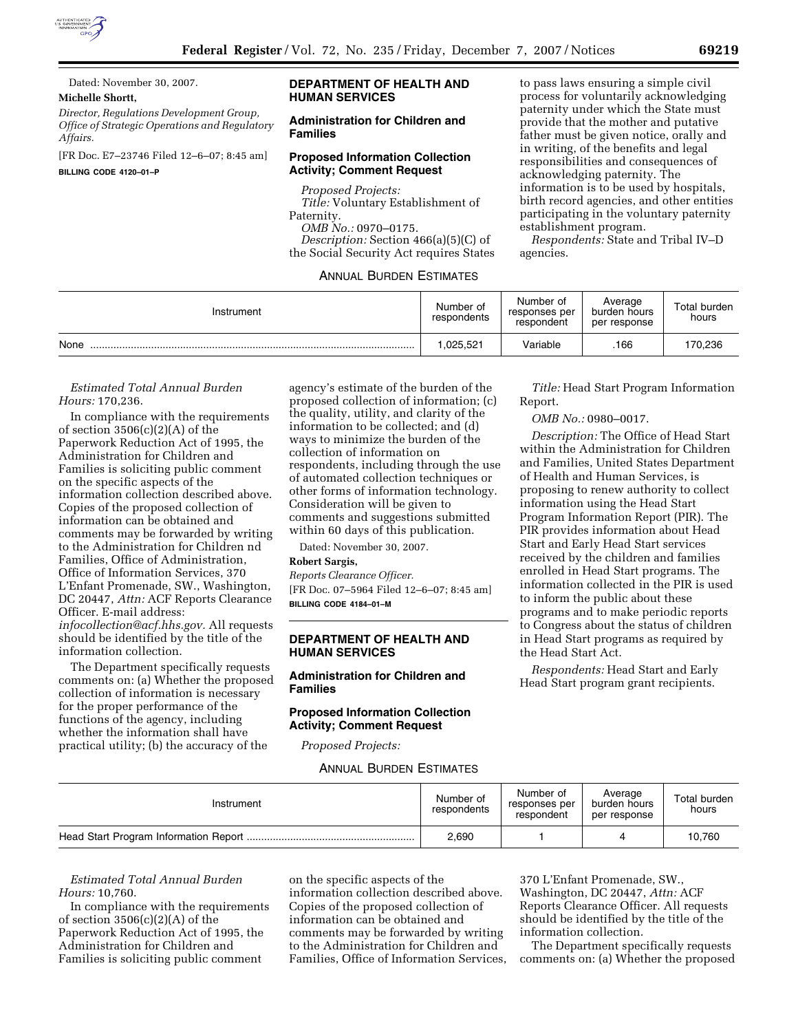Dated: November 30, 2007.

**Michelle Shortt,**

*Director, Regulations Development Group, Office of Strategic Operations and Regulatory Affairs.*

[FR Doc. E7–23746 Filed 12–6–07; 8:45 am]

**BILLING CODE 4120–01–P**

## DEPARTMENT OF HEALTH AND HUMAN SERVICES

### Administration for Children and Families

### Proposed Information Collection Activity; Comment Request

*Proposed Projects:*

*Title:* Voluntary Establishment of Paternity.

*OMB No.:* 0970–0175.

*Description:* Section 466(a)(5)(C) of the Social Security Act requires States to pass laws ensuring a simple civil process for voluntarily acknowledging paternity under which the State must provide that the mother and putative father must be given notice, orally and in writing, of the benefits and legal responsibilities and consequences of acknowledging paternity. The information is to be used by hospitals, birth record agencies, and other entities participating in the voluntary paternity establishment program.

*Respondents:* State and Tribal IV–D agencies.

ANNUAL BURDEN ESTIMATES

| Instrument | Number of respondents | Number of responses per respondent | Average burden hours per response | Total burden hours |
|---|---|---|---|---|
| None | 1,025,521 | Variable | .166 | 170,236 |

*Estimated Total Annual Burden Hours:* 170,236.

In compliance with the requirements of section 3506(c)(2)(A) of the Paperwork Reduction Act of 1995, the Administration for Children and Families is soliciting public comment on the specific aspects of the information collection described above. Copies of the proposed collection of information can be obtained and comments may be forwarded by writing to the Administration for Children nd Families, Office of Administration, Office of Information Services, 370 L'Enfant Promenade, SW., Washington, DC 20447, *Attn:* ACF Reports Clearance Officer. E-mail address: *infocollection@acf.hhs.gov.* All requests should be identified by the title of the information collection.

The Department specifically requests comments on: (a) Whether the proposed collection of information is necessary for the proper performance of the functions of the agency, including whether the information shall have practical utility; (b) the accuracy of the agency's estimate of the burden of the proposed collection of information; (c) the quality, utility, and clarity of the information to be collected; and (d) ways to minimize the burden of the collection of information on respondents, including through the use of automated collection techniques or other forms of information technology. Consideration will be given to comments and suggestions submitted within 60 days of this publication.

Dated: November 30, 2007.

**Robert Sargis,**

*Reports Clearance Officer.*

[FR Doc. 07–5964 Filed 12–6–07; 8:45 am]

**BILLING CODE 4184–01–M**

## DEPARTMENT OF HEALTH AND HUMAN SERVICES

### Administration for Children and Families

### Proposed Information Collection Activity; Comment Request

*Proposed Projects:*

*Title:* Head Start Program Information Report.

*OMB No.:* 0980–0017.

*Description:* The Office of Head Start within the Administration for Children and Families, United States Department of Health and Human Services, is proposing to renew authority to collect information using the Head Start Program Information Report (PIR). The PIR provides information about Head Start and Early Head Start services received by the children and families enrolled in Head Start programs. The information collected in the PIR is used to inform the public about these programs and to make periodic reports to Congress about the status of children in Head Start programs as required by the Head Start Act.

*Respondents:* Head Start and Early Head Start program grant recipients.

ANNUAL BURDEN ESTIMATES

| Instrument | Number of respondents | Number of responses per respondent | Average burden hours per response | Total burden hours |
|---|---|---|---|---|
| Head Start Program Information Report | 2,690 | 1 | 4 | 10,760 |

*Estimated Total Annual Burden Hours:* 10,760.

In compliance with the requirements of section 3506(c)(2)(A) of the Paperwork Reduction Act of 1995, the Administration for Children and Families is soliciting public comment on the specific aspects of the information collection described above. Copies of the proposed collection of information can be obtained and comments may be forwarded by writing to the Administration for Children and Families, Office of Information Services, 370 L'Enfant Promenade, SW., Washington, DC 20447, *Attn:* ACF Reports Clearance Officer. All requests should be identified by the title of the information collection.

The Department specifically requests comments on: (a) Whether the proposed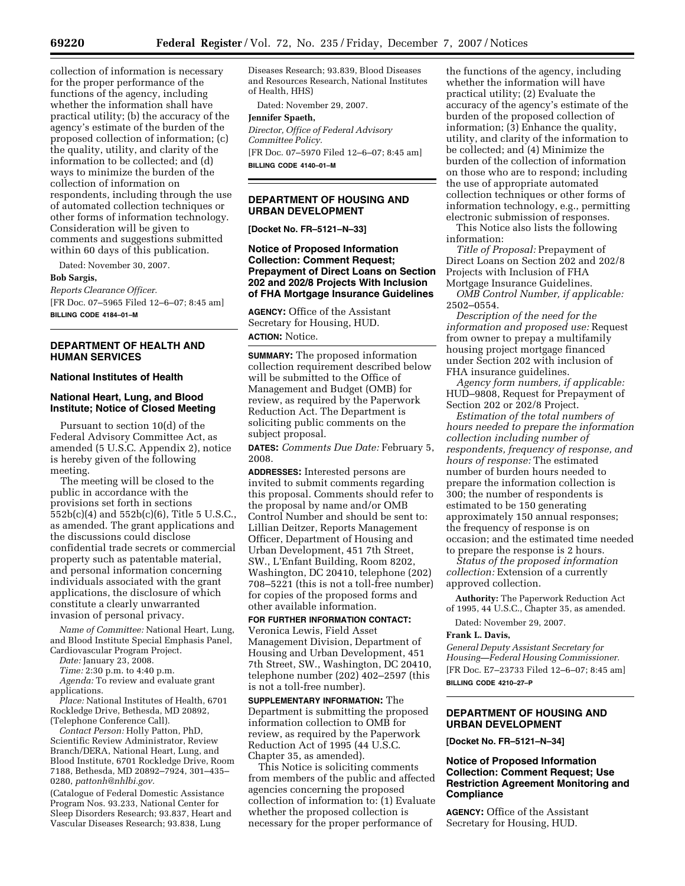collection of information is necessary for the proper performance of the functions of the agency, including whether the information shall have practical utility; (b) the accuracy of the agency's estimate of the burden of the proposed collection of information; (c) the quality, utility, and clarity of the information to be collected; and (d) ways to minimize the burden of the collection of information on respondents, including through the use of automated collection techniques or other forms of information technology. Consideration will be given to comments and suggestions submitted within 60 days of this publication.

Dated: November 30, 2007.

**Bob Sargis,**

*Reports Clearance Officer.*

[FR Doc. 07–5965 Filed 12–6–07; 8:45 am]

**BILLING CODE 4184–01–M**

## DEPARTMENT OF HEALTH AND HUMAN SERVICES

### National Institutes of Health

### National Heart, Lung, and Blood Institute; Notice of Closed Meeting

Pursuant to section 10(d) of the Federal Advisory Committee Act, as amended (5 U.S.C. Appendix 2), notice is hereby given of the following meeting.

The meeting will be closed to the public in accordance with the provisions set forth in sections 552b(c)(4) and 552b(c)(6), Title 5 U.S.C., as amended. The grant applications and the discussions could disclose confidential trade secrets or commercial property such as patentable material, and personal information concerning individuals associated with the grant applications, the disclosure of which constitute a clearly unwarranted invasion of personal privacy.

*Name of Committee:* National Heart, Lung, and Blood Institute Special Emphasis Panel, Cardiovascular Program Project.

*Date:* January 23, 2008.

*Time:* 2:30 p.m. to 4:40 p.m.

*Agenda:* To review and evaluate grant applications.

*Place:* National Institutes of Health, 6701 Rockledge Drive, Bethesda, MD 20892, (Telephone Conference Call).

*Contact Person:* Holly Patton, PhD, Scientific Review Administrator, Review Branch/DERA, National Heart, Lung, and Blood Institute, 6701 Rockledge Drive, Room 7188, Bethesda, MD 20892–7924, 301–435–0280, *pattonh@nhlbi.gov.*

(Catalogue of Federal Domestic Assistance Program Nos. 93.233, National Center for Sleep Disorders Research; 93.837, Heart and Vascular Diseases Research; 93.838, Lung Diseases Research; 93.839, Blood Diseases and Resources Research, National Institutes of Health, HHS)

Dated: November 29, 2007.

**Jennifer Spaeth,**

*Director, Office of Federal Advisory Committee Policy.*

[FR Doc. 07–5970 Filed 12–6–07; 8:45 am]

**BILLING CODE 4140–01–M**

## DEPARTMENT OF HOUSING AND URBAN DEVELOPMENT

**[Docket No. FR–5121–N–33]**

### Notice of Proposed Information Collection: Comment Request; Prepayment of Direct Loans on Section 202 and 202/8 Projects With Inclusion of FHA Mortgage Insurance Guidelines

**AGENCY:** Office of the Assistant Secretary for Housing, HUD.

**ACTION:** Notice.

**SUMMARY:** The proposed information collection requirement described below will be submitted to the Office of Management and Budget (OMB) for review, as required by the Paperwork Reduction Act. The Department is soliciting public comments on the subject proposal.

**DATES:** *Comments Due Date:* February 5, 2008.

**ADDRESSES:** Interested persons are invited to submit comments regarding this proposal. Comments should refer to the proposal by name and/or OMB Control Number and should be sent to: Lillian Deitzer, Reports Management Officer, Department of Housing and Urban Development, 451 7th Street, SW., L'Enfant Building, Room 8202, Washington, DC 20410, telephone (202) 708–5221 (this is not a toll-free number) for copies of the proposed forms and other available information.

**FOR FURTHER INFORMATION CONTACT:** Veronica Lewis, Field Asset Management Division, Department of Housing and Urban Development, 451 7th Street, SW., Washington, DC 20410, telephone number (202) 402–2597 (this is not a toll-free number).

**SUPPLEMENTARY INFORMATION:** The Department is submitting the proposed information collection to OMB for review, as required by the Paperwork Reduction Act of 1995 (44 U.S.C. Chapter 35, as amended).

This Notice is soliciting comments from members of the public and affected agencies concerning the proposed collection of information to: (1) Evaluate whether the proposed collection is necessary for the proper performance of the functions of the agency, including whether the information will have practical utility; (2) Evaluate the accuracy of the agency's estimate of the burden of the proposed collection of information; (3) Enhance the quality, utility, and clarity of the information to be collected; and (4) Minimize the burden of the collection of information on those who are to respond; including the use of appropriate automated collection techniques or other forms of information technology, e.g., permitting electronic submission of responses.

This Notice also lists the following information:

*Title of Proposal:* Prepayment of Direct Loans on Section 202 and 202/8 Projects with Inclusion of FHA Mortgage Insurance Guidelines.

*OMB Control Number, if applicable:* 2502–0554.

*Description of the need for the information and proposed use:* Request from owner to prepay a multifamily housing project mortgage financed under Section 202 with inclusion of FHA insurance guidelines.

*Agency form numbers, if applicable:* HUD–9808, Request for Prepayment of Section 202 or 202/8 Project.

*Estimation of the total numbers of hours needed to prepare the information collection including number of respondents, frequency of response, and hours of response:* The estimated number of burden hours needed to prepare the information collection is 300; the number of respondents is estimated to be 150 generating approximately 150 annual responses; the frequency of response is on occasion; and the estimated time needed to prepare the response is 2 hours.

*Status of the proposed information collection:* Extension of a currently approved collection.

**Authority:** The Paperwork Reduction Act of 1995, 44 U.S.C., Chapter 35, as amended.

Dated: November 29, 2007.

**Frank L. Davis,**

*General Deputy Assistant Secretary for Housing—Federal Housing Commissioner.*

[FR Doc. E7–23733 Filed 12–6–07; 8:45 am]

**BILLING CODE 4210–27–P**

## DEPARTMENT OF HOUSING AND URBAN DEVELOPMENT

**[Docket No. FR–5121–N–34]**

### Notice of Proposed Information Collection: Comment Request; Use Restriction Agreement Monitoring and Compliance

**AGENCY:** Office of the Assistant Secretary for Housing, HUD.